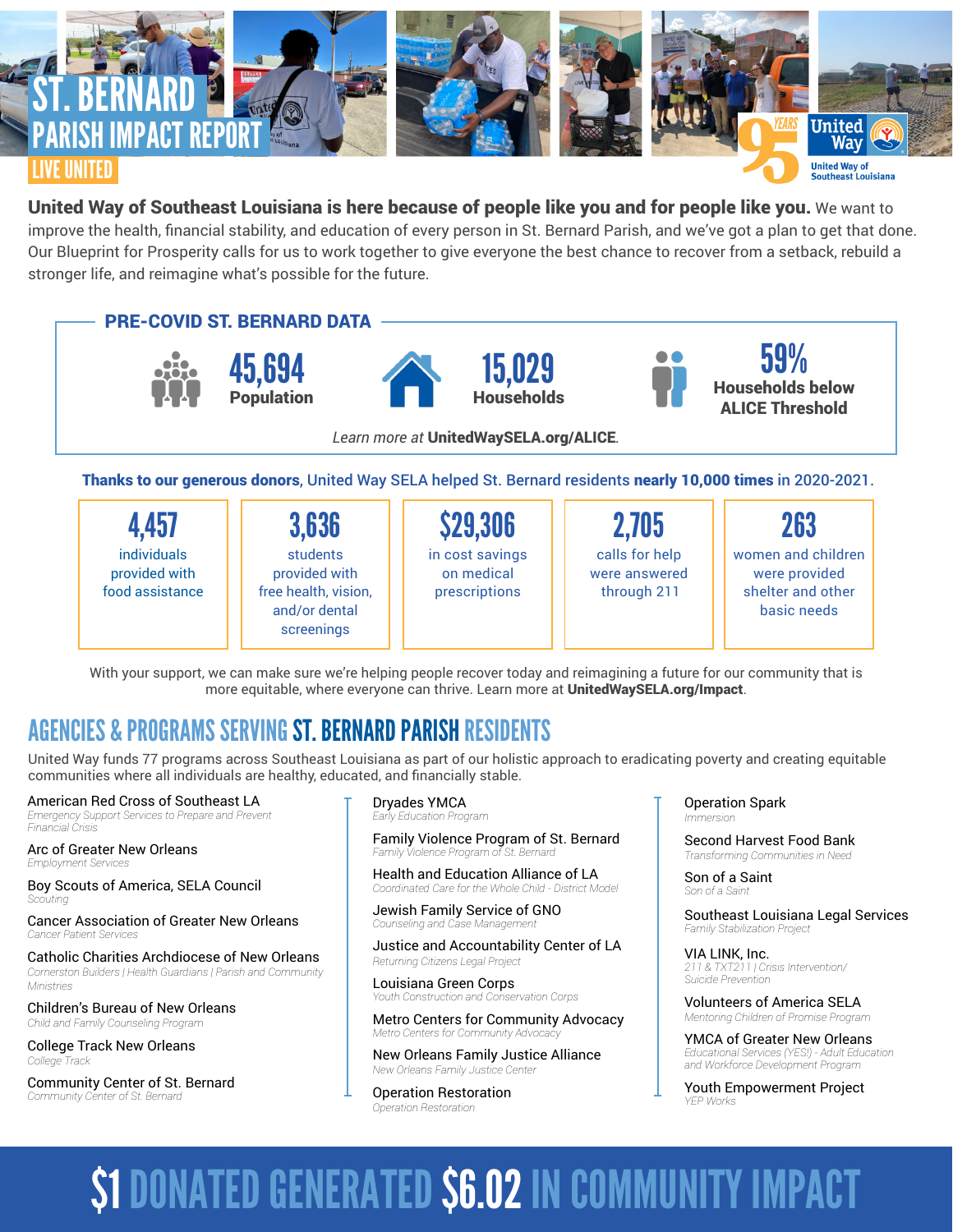# ST. BERNARD PARISH IMPACT REPORT

LIVE UNITED

95 YEARS United Way — United Way of Southeast Louisiana

**United Way of Southeast Louisiana is here because of people like you and for people like you.** We want to improve the health, financial stability, and education of every person in St. Bernard Parish, and we've got a plan to get that done. Our Blueprint for Prosperity calls for us to work together to give everyone the best chance to recover from a setback, rebuild a stronger life, and reimagine what's possible for the future.

## PRE-COVID ST. BERNARD DATA

**45,694** Population

**15,029** Households

**59%** Households below ALICE Threshold

*Learn more at* **UnitedWaySELA.org/ALICE**.

**Thanks to our generous donors,** United Way SELA helped St. Bernard residents **nearly 10,000 times** in 2020-2021.

**4,457** individuals provided with food assistance

**3,636** students provided with free health, vision, and/or dental screenings

**$29,306** in cost savings on medical prescriptions

**2,705** calls for help were answered through 211

**263** women and children were provided shelter and other basic needs

With your support, we can make sure we're helping people recover today and reimagining a future for our community that is more equitable, where everyone can thrive. Learn more at **UnitedWaySELA.org/Impact**.

## AGENCIES & PROGRAMS SERVING ST. BERNARD PARISH RESIDENTS

United Way funds 77 programs across Southeast Louisiana as part of our holistic approach to eradicating poverty and creating equitable communities where all individuals are healthy, educated, and financially stable.

American Red Cross of Southeast LA
*Emergency Support Services to Prepare and Prevent Financial Crisis*

Arc of Greater New Orleans
*Employment Services*

Boy Scouts of America, SELA Council
*Scouting*

Cancer Association of Greater New Orleans
*Cancer Patient Services*

Catholic Charities Archdiocese of New Orleans
*Cornerston Builders | Health Guardians | Parish and Community Ministries*

Children's Bureau of New Orleans
*Child and Family Counseling Program*

College Track New Orleans
*College Track*

Community Center of St. Bernard
*Community Center of St. Bernard*

Dryades YMCA
*Early Education Program*

Family Violence Program of St. Bernard
*Family Violence Program of St. Bernard*

Health and Education Alliance of LA
*Coordinated Care for the Whole Child - District Model*

Jewish Family Service of GNO
*Counseling and Case Management*

Justice and Accountability Center of LA
*Returning Citizens Legal Project*

Louisiana Green Corps
*Youth Construction and Conservation Corps*

Metro Centers for Community Advocacy
*Metro Centers for Community Advocacy*

New Orleans Family Justice Alliance
*New Orleans Family Justice Center*

Operation Restoration
*Operation Restoration*

Operation Spark
*Immersion*

Second Harvest Food Bank
*Transforming Communities in Need*

Son of a Saint
*Son of a Saint*

Southeast Louisiana Legal Services
*Family Stabilization Project*

VIA LINK, Inc.
*211 & TXT211 | Crisis Intervention/ Suicide Prevention*

Volunteers of America SELA
*Mentoring Children of Promise Program*

YMCA of Greater New Orleans
*Educational Services (YES!) - Adult Education and Workforce Development Program*

Youth Empowerment Project
*YEP Works*

## $1 DONATED GENERATED $6.02 IN COMMUNITY IMPACT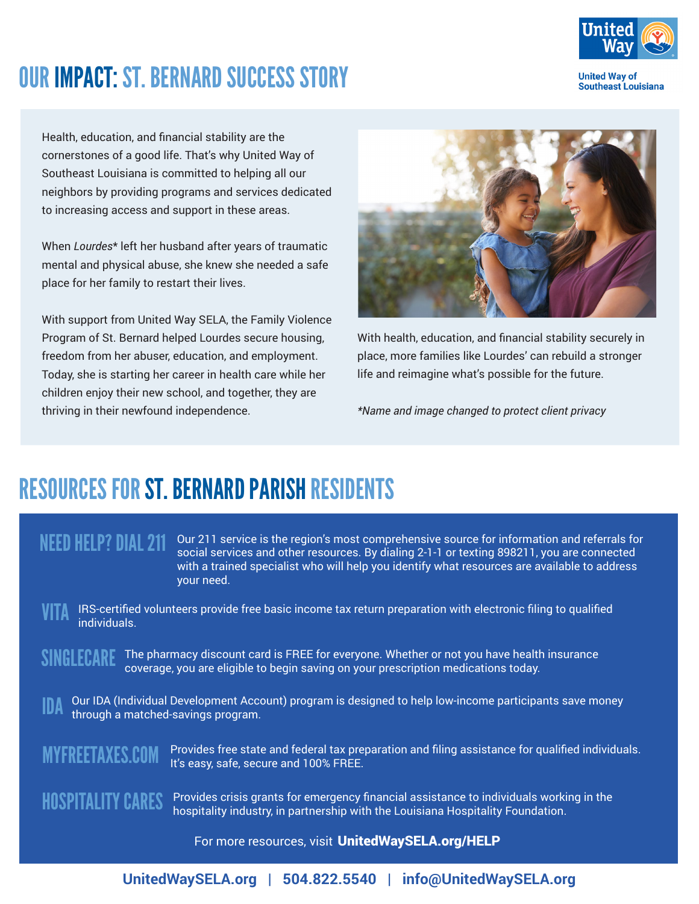United Way of Southeast Louisiana

# OUR IMPACT: ST. BERNARD SUCCESS STORY

Health, education, and financial stability are the cornerstones of a good life. That's why United Way of Southeast Louisiana is committed to helping all our neighbors by providing programs and services dedicated to increasing access and support in these areas.

When *Lourdes** left her husband after years of traumatic mental and physical abuse, she knew she needed a safe place for her family to restart their lives.

With support from United Way SELA, the Family Violence Program of St. Bernard helped Lourdes secure housing, freedom from her abuser, education, and employment. Today, she is starting her career in health care while her children enjoy their new school, and together, they are thriving in their newfound independence.

With health, education, and financial stability securely in place, more families like Lourdes' can rebuild a stronger life and reimagine what's possible for the future.

**Name and image changed to protect client privacy*

# RESOURCES FOR ST. BERNARD PARISH RESIDENTS

**NEED HELP? DIAL 211** Our 211 service is the region's most comprehensive source for information and referrals for social services and other resources. By dialing 2-1-1 or texting 898211, you are connected with a trained specialist who will help you identify what resources are available to address your need.

**VITA** IRS-certified volunteers provide free basic income tax return preparation with electronic filing to qualified individuals.

**SINGLECARE** The pharmacy discount card is FREE for everyone. Whether or not you have health insurance coverage, you are eligible to begin saving on your prescription medications today.

**IDA** Our IDA (Individual Development Account) program is designed to help low-income participants save money through a matched-savings program.

**MYFREETAXES.COM** Provides free state and federal tax preparation and filing assistance for qualified individuals. It's easy, safe, secure and 100% FREE.

**HOSPITALITY CARES** Provides crisis grants for emergency financial assistance to individuals working in the hospitality industry, in partnership with the Louisiana Hospitality Foundation.

For more resources, visit **UnitedWaySELA.org/HELP**

**UnitedWaySELA.org | 504.822.5540 | info@UnitedWaySELA.org**